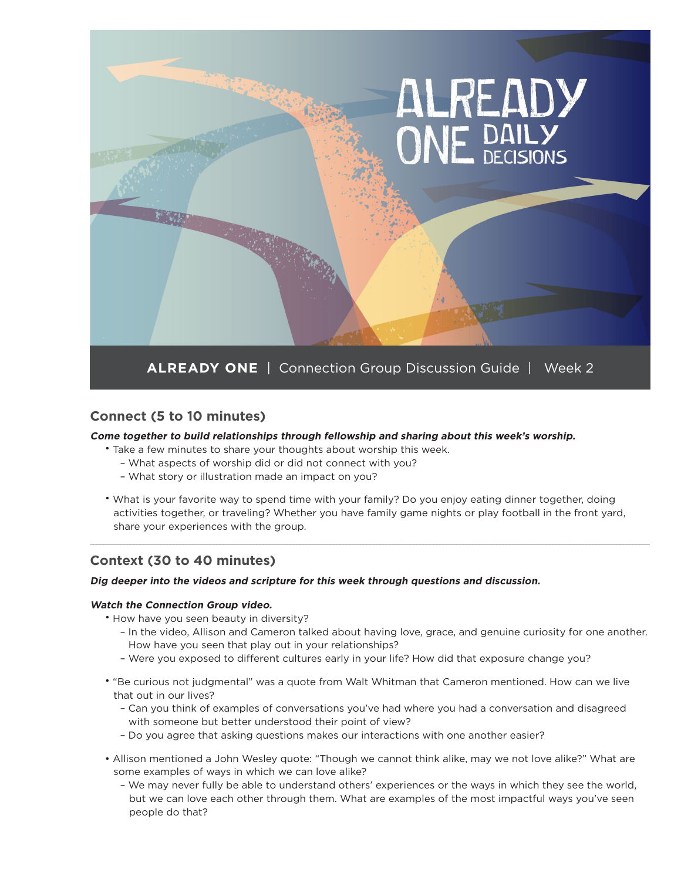# ALREADY ONE DAILY DECISIONS

**ALREADY ONE** | Connection Group Discussion Guide | Week 2

## Connect (5 to 10 minutes)

***Come together to build relationships through fellowship and sharing about this week's worship.***

- Take a few minutes to share your thoughts about worship this week.
  - What aspects of worship did or did not connect with you?
  - What story or illustration made an impact on you?
- What is your favorite way to spend time with your family? Do you enjoy eating dinner together, doing activities together, or traveling? Whether you have family game nights or play football in the front yard, share your experiences with the group.

---

## Context (30 to 40 minutes)

***Dig deeper into the videos and scripture for this week through questions and discussion.***

***Watch the Connection Group video.***

- How have you seen beauty in diversity?
  - In the video, Allison and Cameron talked about having love, grace, and genuine curiosity for one another. How have you seen that play out in your relationships?
  - Were you exposed to different cultures early in your life? How did that exposure change you?
- "Be curious not judgmental" was a quote from Walt Whitman that Cameron mentioned. How can we live that out in our lives?
  - Can you think of examples of conversations you've had where you had a conversation and disagreed with someone but better understood their point of view?
  - Do you agree that asking questions makes our interactions with one another easier?
- Allison mentioned a John Wesley quote: "Though we cannot think alike, may we not love alike?" What are some examples of ways in which we can love alike?
  - We may never fully be able to understand others' experiences or the ways in which they see the world, but we can love each other through them. What are examples of the most impactful ways you've seen people do that?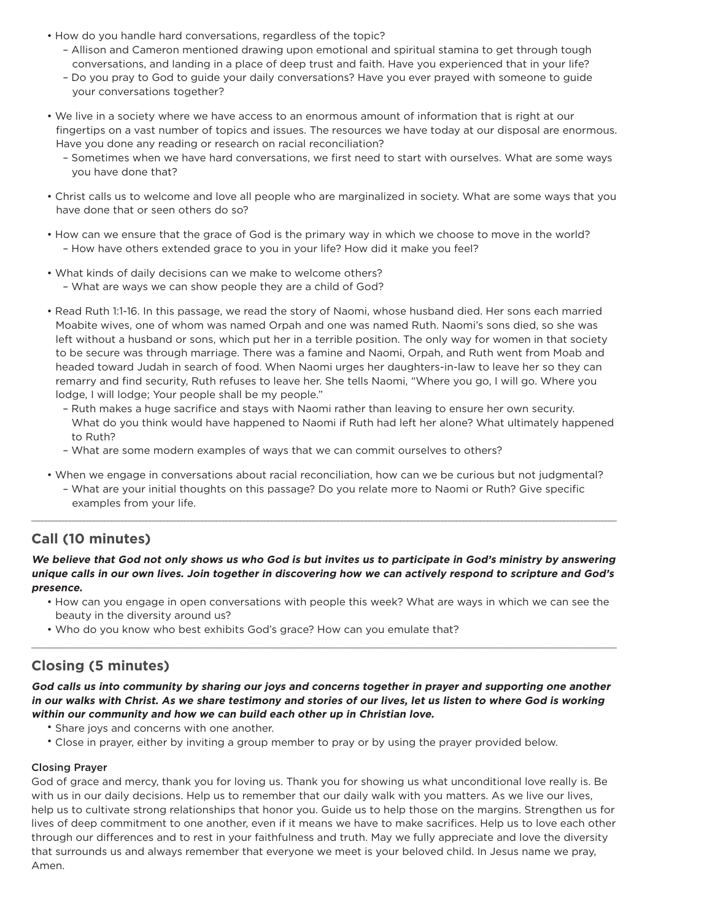- How do you handle hard conversations, regardless of the topic?
  - Allison and Cameron mentioned drawing upon emotional and spiritual stamina to get through tough conversations, and landing in a place of deep trust and faith. Have you experienced that in your life?
  - Do you pray to God to guide your daily conversations? Have you ever prayed with someone to guide your conversations together?
- We live in a society where we have access to an enormous amount of information that is right at our fingertips on a vast number of topics and issues. The resources we have today at our disposal are enormous. Have you done any reading or research on racial reconciliation?
  - Sometimes when we have hard conversations, we first need to start with ourselves. What are some ways you have done that?
- Christ calls us to welcome and love all people who are marginalized in society. What are some ways that you have done that or seen others do so?
- How can we ensure that the grace of God is the primary way in which we choose to move in the world?
  - How have others extended grace to you in your life? How did it make you feel?
- What kinds of daily decisions can we make to welcome others?
  - What are ways we can show people they are a child of God?
- Read Ruth 1:1-16. In this passage, we read the story of Naomi, whose husband died. Her sons each married Moabite wives, one of whom was named Orpah and one was named Ruth. Naomi's sons died, so she was left without a husband or sons, which put her in a terrible position. The only way for women in that society to be secure was through marriage. There was a famine and Naomi, Orpah, and Ruth went from Moab and headed toward Judah in search of food. When Naomi urges her daughters-in-law to leave her so they can remarry and find security, Ruth refuses to leave her. She tells Naomi, "Where you go, I will go. Where you lodge, I will lodge; Your people shall be my people."
  - Ruth makes a huge sacrifice and stays with Naomi rather than leaving to ensure her own security. What do you think would have happened to Naomi if Ruth had left her alone? What ultimately happened to Ruth?
  - What are some modern examples of ways that we can commit ourselves to others?
- When we engage in conversations about racial reconciliation, how can we be curious but not judgmental?
  - What are your initial thoughts on this passage? Do you relate more to Naomi or Ruth? Give specific examples from your life.

---

## Call (10 minutes)

***We believe that God not only shows us who God is but invites us to participate in God's ministry by answering unique calls in our own lives. Join together in discovering how we can actively respond to scripture and God's presence.***

- How can you engage in open conversations with people this week? What are ways in which we can see the beauty in the diversity around us?
- Who do you know who best exhibits God's grace? How can you emulate that?

---

## Closing (5 minutes)

***God calls us into community by sharing our joys and concerns together in prayer and supporting one another in our walks with Christ. As we share testimony and stories of our lives, let us listen to where God is working within our community and how we can build each other up in Christian love.***

- Share joys and concerns with one another.
- Close in prayer, either by inviting a group member to pray or by using the prayer provided below.

### Closing Prayer

God of grace and mercy, thank you for loving us. Thank you for showing us what unconditional love really is. Be with us in our daily decisions. Help us to remember that our daily walk with you matters. As we live our lives, help us to cultivate strong relationships that honor you. Guide us to help those on the margins. Strengthen us for lives of deep commitment to one another, even if it means we have to make sacrifices. Help us to love each other through our differences and to rest in your faithfulness and truth. May we fully appreciate and love the diversity that surrounds us and always remember that everyone we meet is your beloved child. In Jesus name we pray, Amen.